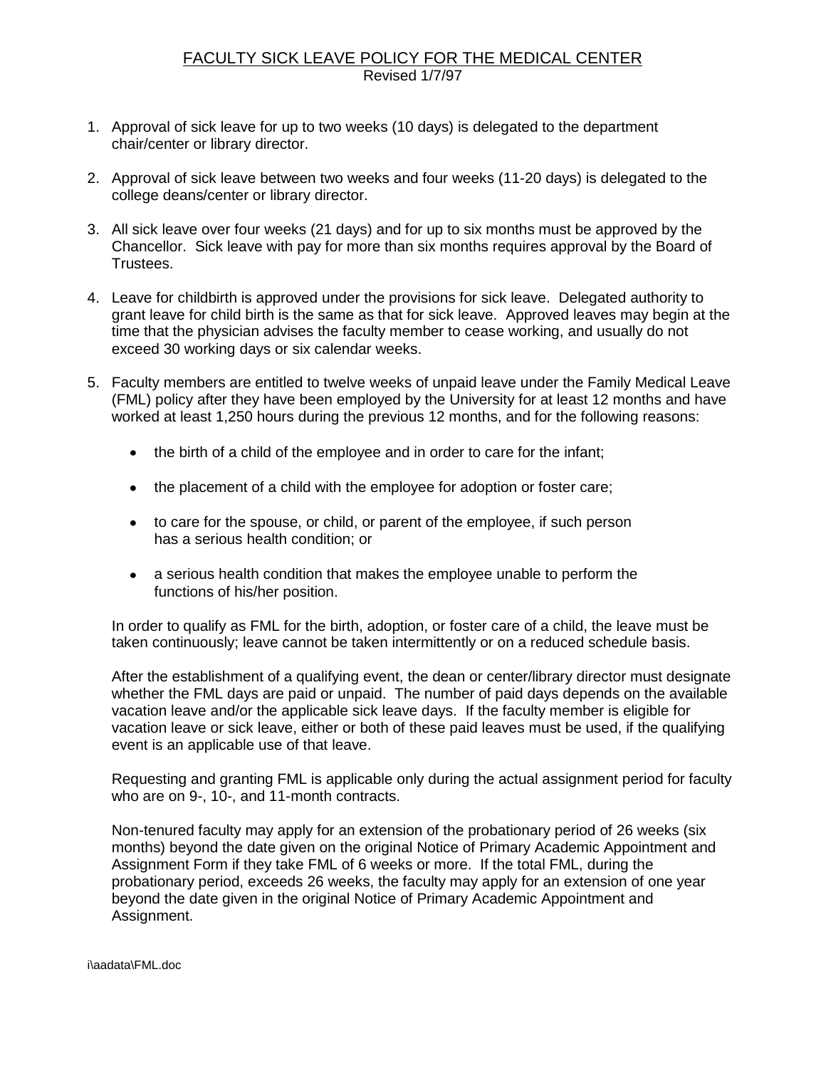# FACULTY SICK LEAVE POLICY FOR THE MEDICAL CENTER

Revised 1/7/97

1. Approval of sick leave for up to two weeks (10 days) is delegated to the department chair/center or library director.

2. Approval of sick leave between two weeks and four weeks (11-20 days) is delegated to the college deans/center or library director.

3. All sick leave over four weeks (21 days) and for up to six months must be approved by the Chancellor. Sick leave with pay for more than six months requires approval by the Board of Trustees.

4. Leave for childbirth is approved under the provisions for sick leave. Delegated authority to grant leave for child birth is the same as that for sick leave. Approved leaves may begin at the time that the physician advises the faculty member to cease working, and usually do not exceed 30 working days or six calendar weeks.

5. Faculty members are entitled to twelve weeks of unpaid leave under the Family Medical Leave (FML) policy after they have been employed by the University for at least 12 months and have worked at least 1,250 hours during the previous 12 months, and for the following reasons:

   - the birth of a child of the employee and in order to care for the infant;
   - the placement of a child with the employee for adoption or foster care;
   - to care for the spouse, or child, or parent of the employee, if such person has a serious health condition; or
   - a serious health condition that makes the employee unable to perform the functions of his/her position.

   In order to qualify as FML for the birth, adoption, or foster care of a child, the leave must be taken continuously; leave cannot be taken intermittently or on a reduced schedule basis.

   After the establishment of a qualifying event, the dean or center/library director must designate whether the FML days are paid or unpaid. The number of paid days depends on the available vacation leave and/or the applicable sick leave days. If the faculty member is eligible for vacation leave or sick leave, either or both of these paid leaves must be used, if the qualifying event is an applicable use of that leave.

   Requesting and granting FML is applicable only during the actual assignment period for faculty who are on 9-, 10-, and 11-month contracts.

   Non-tenured faculty may apply for an extension of the probationary period of 26 weeks (six months) beyond the date given on the original Notice of Primary Academic Appointment and Assignment Form if they take FML of 6 weeks or more. If the total FML, during the probationary period, exceeds 26 weeks, the faculty may apply for an extension of one year beyond the date given in the original Notice of Primary Academic Appointment and Assignment.

i\aadata\FML.doc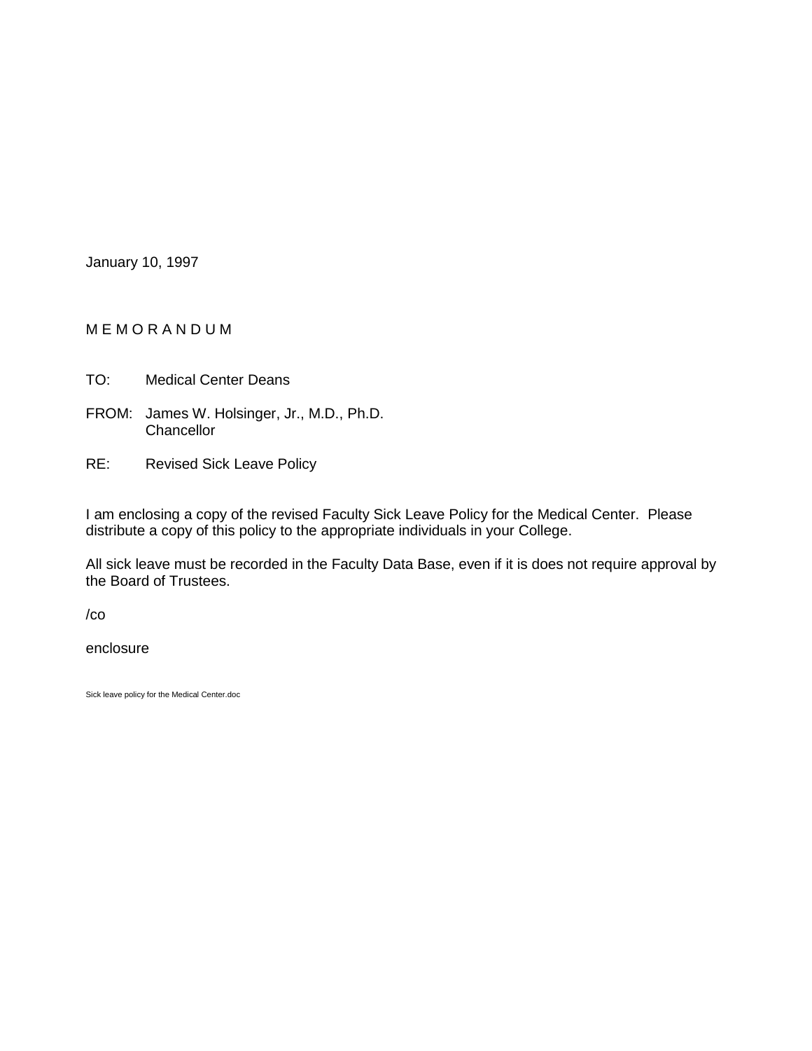January 10, 1997

M E M O R A N D U M

TO: Medical Center Deans

FROM: James W. Holsinger, Jr., M.D., Ph.D.
Chancellor

RE: Revised Sick Leave Policy

I am enclosing a copy of the revised Faculty Sick Leave Policy for the Medical Center. Please distribute a copy of this policy to the appropriate individuals in your College.

All sick leave must be recorded in the Faculty Data Base, even if it is does not require approval by the Board of Trustees.

/co

enclosure

Sick leave policy for the Medical Center.doc